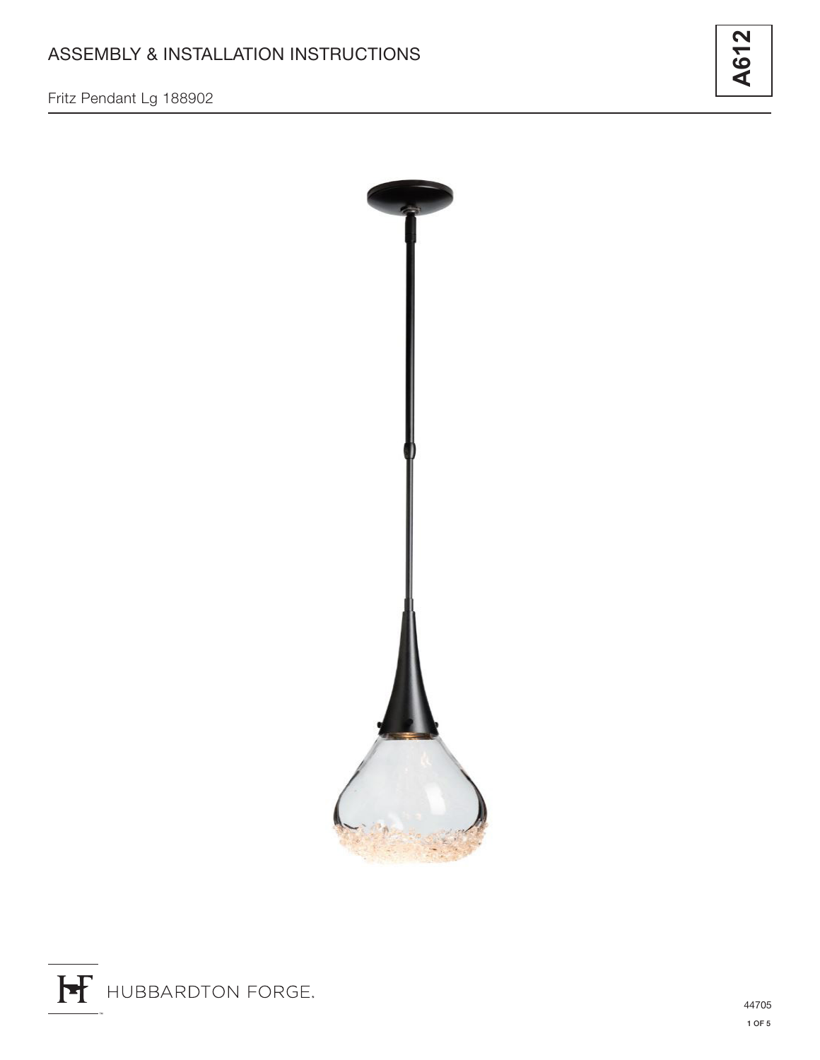# ASSEMBLY & INSTALLATION INSTRUCTIONS

Fritz Pendant Lg 188902

**A612**

HUBBARDTON FORGE.

44705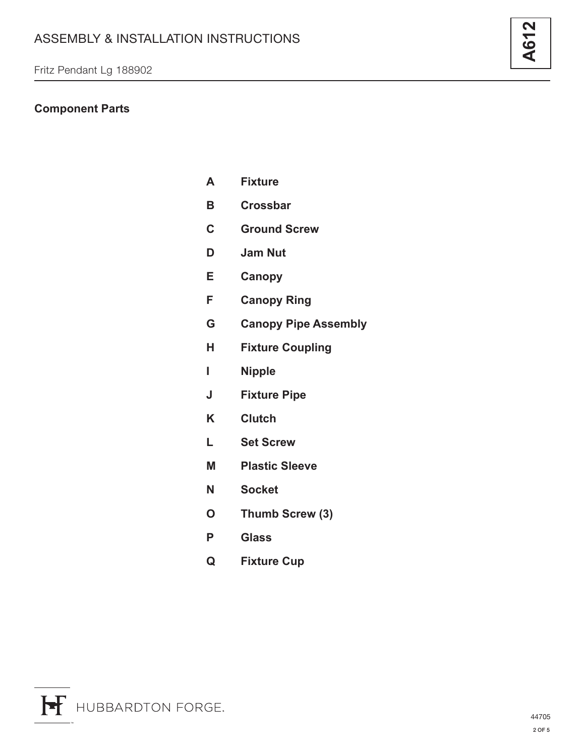## Component Parts

| | |
|---|---|
| **A** | **Fixture** |
| **B** | **Crossbar** |
| **C** | **Ground Screw** |
| **D** | **Jam Nut** |
| **E** | **Canopy** |
| **F** | **Canopy Ring** |
| **G** | **Canopy Pipe Assembly** |
| **H** | **Fixture Coupling** |
| **I** | **Nipple** |
| **J** | **Fixture Pipe** |
| **K** | **Clutch** |
| **L** | **Set Screw** |
| **M** | **Plastic Sleeve** |
| **N** | **Socket** |
| **O** | **Thumb Screw (3)** |
| **P** | **Glass** |
| **Q** | **Fixture Cup** |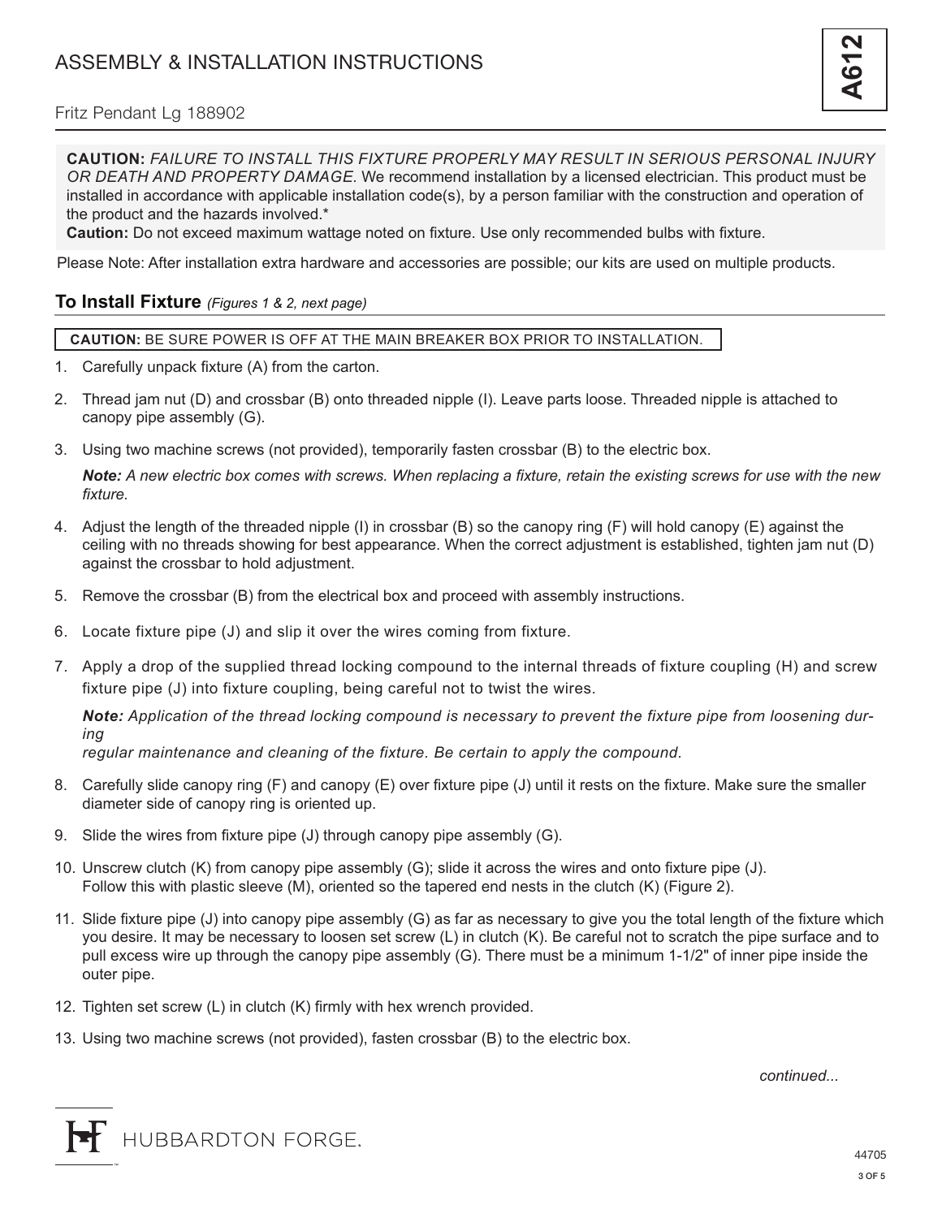# ASSEMBLY & INSTALLATION INSTRUCTIONS

**A612**

Fritz Pendant Lg 188902

**CAUTION:** *FAILURE TO INSTALL THIS FIXTURE PROPERLY MAY RESULT IN SERIOUS PERSONAL INJURY OR DEATH AND PROPERTY DAMAGE.* We recommend installation by a licensed electrician. This product must be installed in accordance with applicable installation code(s), by a person familiar with the construction and operation of the product and the hazards involved.*

**Caution:** Do not exceed maximum wattage noted on fixture. Use only recommended bulbs with fixture.

Please Note: After installation extra hardware and accessories are possible; our kits are used on multiple products.

## To Install Fixture *(Figures 1 & 2, next page)*

**CAUTION:** BE SURE POWER IS OFF AT THE MAIN BREAKER BOX PRIOR TO INSTALLATION.

1. Carefully unpack fixture (A) from the carton.
2. Thread jam nut (D) and crossbar (B) onto threaded nipple (I). Leave parts loose. Threaded nipple is attached to canopy pipe assembly (G).
3. Using two machine screws (not provided), temporarily fasten crossbar (B) to the electric box.

   ***Note:*** *A new electric box comes with screws. When replacing a fixture, retain the existing screws for use with the new fixture.*
4. Adjust the length of the threaded nipple (I) in crossbar (B) so the canopy ring (F) will hold canopy (E) against the ceiling with no threads showing for best appearance. When the correct adjustment is established, tighten jam nut (D) against the crossbar to hold adjustment.
5. Remove the crossbar (B) from the electrical box and proceed with assembly instructions.
6. Locate fixture pipe (J) and slip it over the wires coming from fixture.
7. Apply a drop of the supplied thread locking compound to the internal threads of fixture coupling (H) and screw fixture pipe (J) into fixture coupling, being careful not to twist the wires.

   ***Note:*** *Application of the thread locking compound is necessary to prevent the fixture pipe from loosening during regular maintenance and cleaning of the fixture. Be certain to apply the compound.*
8. Carefully slide canopy ring (F) and canopy (E) over fixture pipe (J) until it rests on the fixture. Make sure the smaller diameter side of canopy ring is oriented up.
9. Slide the wires from fixture pipe (J) through canopy pipe assembly (G).
10. Unscrew clutch (K) from canopy pipe assembly (G); slide it across the wires and onto fixture pipe (J). Follow this with plastic sleeve (M), oriented so the tapered end nests in the clutch (K) (Figure 2).
11. Slide fixture pipe (J) into canopy pipe assembly (G) as far as necessary to give you the total length of the fixture which you desire. It may be necessary to loosen set screw (L) in clutch (K). Be careful not to scratch the pipe surface and to pull excess wire up through the canopy pipe assembly (G). There must be a minimum 1-1/2" of inner pipe inside the outer pipe.
12. Tighten set screw (L) in clutch (K) firmly with hex wrench provided.
13. Using two machine screws (not provided), fasten crossbar (B) to the electric box.

*continued...*

HUBBARDTON FORGE.

44705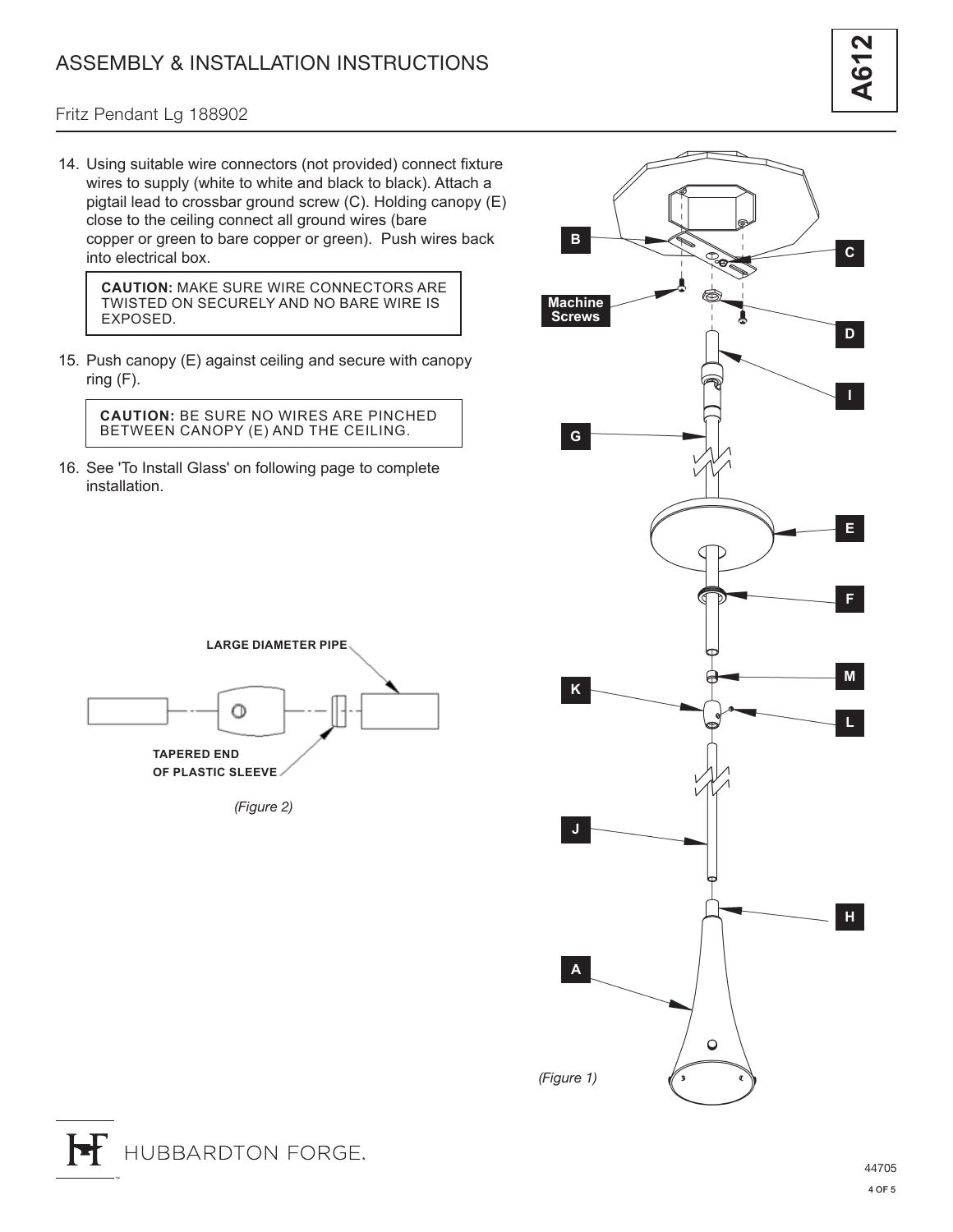# ASSEMBLY & INSTALLATION INSTRUCTIONS

Fritz Pendant Lg 188902

14. Using suitable wire connectors (not provided) connect fixture wires to supply (white to white and black to black). Attach a pigtail lead to crossbar ground screw (C). Holding canopy (E) close to the ceiling connect all ground wires (bare copper or green to bare copper or green). Push wires back into electrical box.

> **CAUTION:** MAKE SURE WIRE CONNECTORS ARE TWISTED ON SECURELY AND NO BARE WIRE IS EXPOSED.

15. Push canopy (E) against ceiling and secure with canopy ring (F).

> **CAUTION:** BE SURE NO WIRES ARE PINCHED BETWEEN CANOPY (E) AND THE CEILING.

16. See 'To Install Glass' on following page to complete installation.

LARGE DIAMETER PIPE

TAPERED END OF PLASTIC SLEEVE

*(Figure 2)*

B, C, Machine Screws, D, I, G, E, F, K, M, L, J, H, A

*(Figure 1)*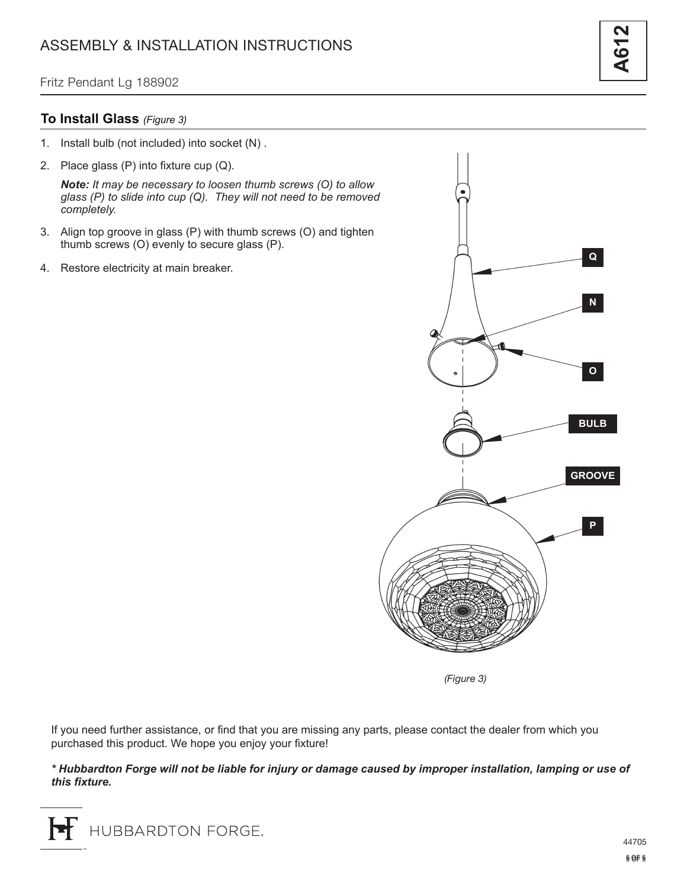# ASSEMBLY & INSTALLATION INSTRUCTIONS

Fritz Pendant Lg 188902

A612

## To Install Glass *(Figure 3)*

1. Install bulb (not included) into socket (N) .
2. Place glass (P) into fixture cup (Q).

   ***Note:*** *It may be necessary to loosen thumb screws (O) to allow glass (P) to slide into cup (Q). They will not need to be removed completely.*

3. Align top groove in glass (P) with thumb screws (O) and tighten thumb screws (O) evenly to secure glass (P).
4. Restore electricity at main breaker.

Q

N

O

BULB

GROOVE

P

*(Figure 3)*

If you need further assistance, or find that you are missing any parts, please contact the dealer from which you purchased this product. We hope you enjoy your fixture!

***\* Hubbardton Forge will not be liable for injury or damage caused by improper installation, lamping or use of this fixture.***

HUBBARDTON FORGE.

44705